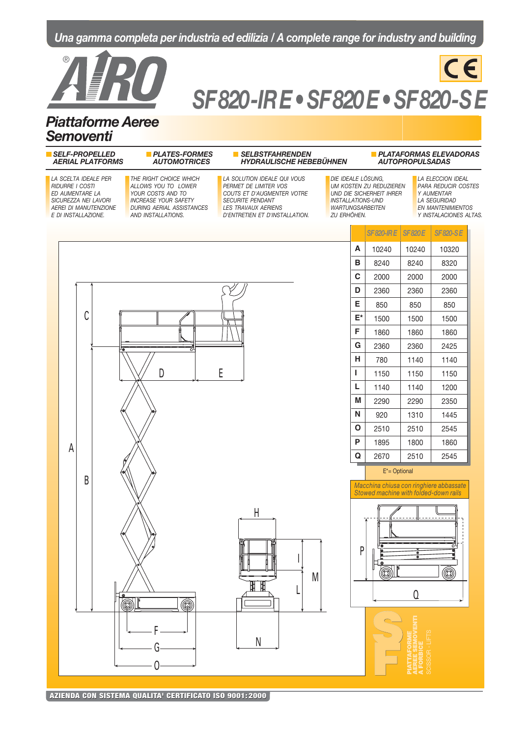Una gamma completa per industria ed edilizia / A complete range for industry and building

# AIRO®

# SF820-IRE • SF820E • SF820-SE

## Piattaforme Aeree Semoventi

**SELF-PROPELLED AERIAL PLATFORMS** | **PLATES-FORMES AUTOMOTRICES** | **SELBSTFAHRENDEN HYDRAULISCHE HEBEBÜHNEN** | **PLATAFORMAS ELEVADORAS AUTOPROPULSADAS**

*LA SCELTA IDEALE PER RIDURRE I COSTI ED AUMENTARE LA SICUREZZA NEI LAVORI AEREI DI MANUTENZIONE E DI INSTALLAZIONE.*

*THE RIGHT CHOICE WHICH ALLOWS YOU TO LOWER YOUR COSTS AND TO INCREASE YOUR SAFETY DURING AERIAL ASSISTANCES AND INSTALLATIONS.*

*LA SOLUTION IDEALE QUI VOUS PERMET DE LIMITER VOS COUTS ET D'AUGMENTER VOTRE SECURITE PENDANT LES TRAVAUX AERIENS D'ENTRETIEN ET D'INSTALLATION.*

*DIE IDEALE LÖSUNG, UM KOSTEN ZU REDUZIEREN UND DIE SICHERHEIT IHRER INSTALLATIONS-UND WARTUNGSARBEITEN ZU ERHÖHEN.*

*LA ELECCION IDEAL PARA REDUCIR COSTES Y AUMENTAR LA SEGURIDAD EN MANTENIMIENTOS Y INSTALACIONES ALTAS.*

| | SF820-IRE | SF820E | SF820-SE |
|---|---|---|---|
| A | 10240 | 10240 | 10320 |
| B | 8240 | 8240 | 8320 |
| C | 2000 | 2000 | 2000 |
| D | 2360 | 2360 | 2360 |
| E | 850 | 850 | 850 |
| E* | 1500 | 1500 | 1500 |
| F | 1860 | 1860 | 1860 |
| G | 2360 | 2360 | 2425 |
| H | 780 | 1140 | 1140 |
| I | 1150 | 1150 | 1150 |
| L | 1140 | 1140 | 1200 |
| M | 2290 | 2290 | 2350 |
| N | 920 | 1310 | 1445 |
| O | 2510 | 2510 | 2545 |
| P | 1895 | 1800 | 1860 |
| Q | 2670 | 2510 | 2545 |

E*= Optional

*Macchina chiusa con ringhiere abbassate*
*Stowed machine with folded-down rails*

SF — PIATTAFORME AEREE SEMOVENTI A FORBICE — SCISSOR - LIFTS

AZIENDA CON SISTEMA QUALITA' CERTIFICATO ISO 9001:2000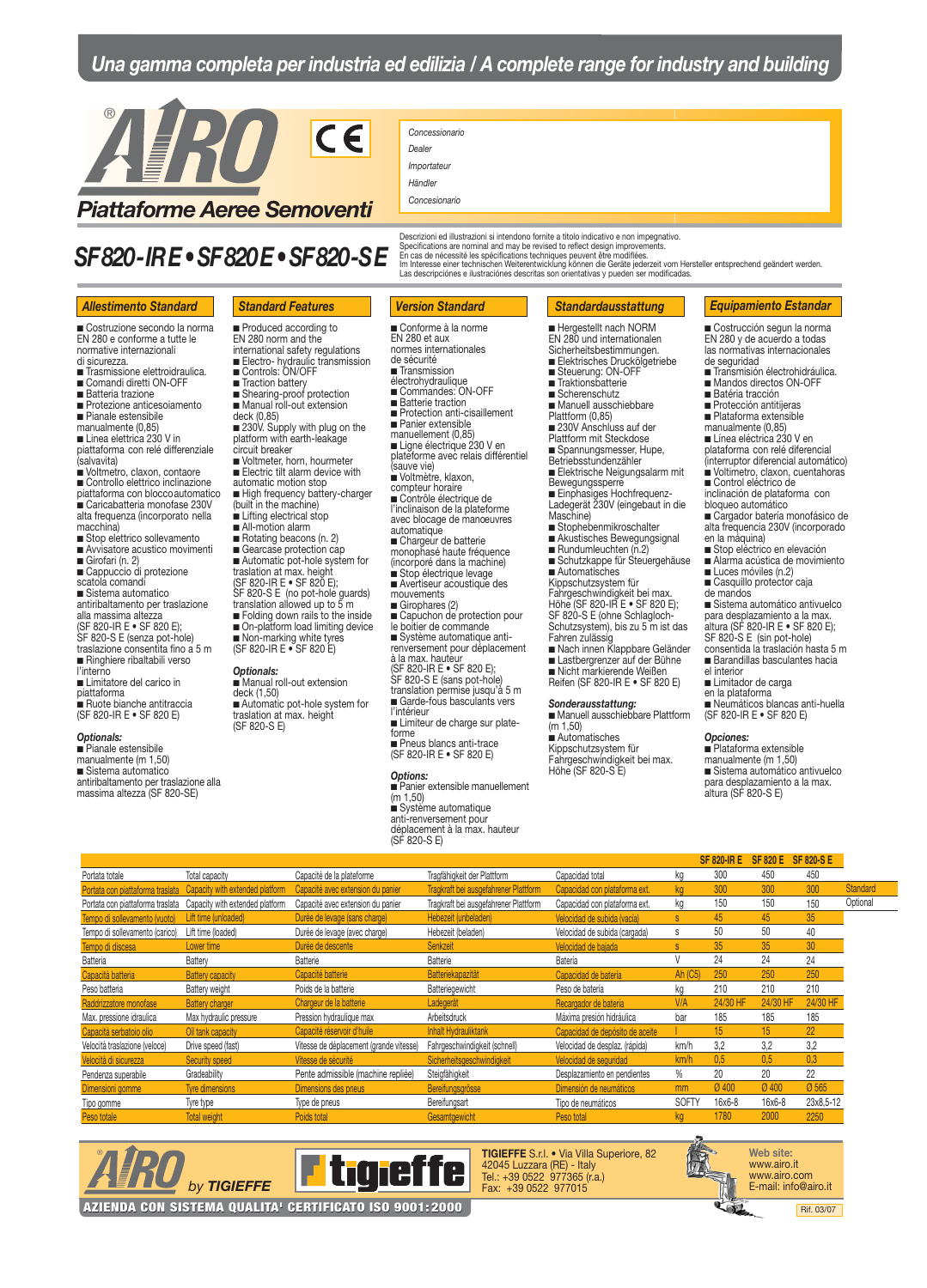# Una gamma completa per industria ed edilizia / A complete range for industry and building

AIRO®

Piattaforme Aeree Semoventi

Concessionario
Dealer
Importateur
Händler
Concesionario

## SF820-IR E • SF820 E • SF820-S E

Descrizioni ed illustrazioni si intendono fornite a titolo indicativo e non impegnativo.
Specifications are nominal and may be revised to reflect design improvements.
En cas de nécessité les spécifications techniques peuvent être modifiées.
Im Interesse einer technischen Weiterentwicklung können die Geräte jederzeit vom Hersteller entsprechend geändert werden.
Las descripciónes e ilustraciónes descritas son orientativas y pueden ser modificadas.

### Allestimento Standard

- Costruzione secondo la norma EN 280 e conforme a tutte le normative internazionali di sicurezza.
- Trasmissione elettroidraulica.
- Comandi diretti ON-OFF
- Batteria trazione
- Protezione anticesoiamento
- Pianale estensibile manualmente (0,85)
- Linea elettrica 230 V in piattaforma con relé differenziale (salvavita)
- Voltmetro, claxon, contaore
- Controllo elettrico inclinazione piattaforma con blocco automatico
- Caricabatteria monofase 230V alta frequenza (incorporato nella macchina)
- Stop elettrico sollevamento
- Avvisatore acustico movimenti
- Girofari (n. 2)
- Cappuccio di protezione scatola comandi
- Sistema automatico antiribaltamento per traslazione alla massima altezza (SF 820-IR E • SF 820 E); SF 820-S E (senza pot-hole) traslazione consentita fino a 5 m
- Ringhiere ribaltabili verso l'interno
- Limitatore del carico in piattaforma
- Ruote bianche antitraccia (SF 820-IR E • SF 820 E)

**Optionals:**

- Pianale estensibile manualmente (m 1,50)
- Sistema automatico antiribaltamento per traslazione alla massima altezza (SF 820-SE)

### Standard Features

- Produced according to EN 280 norm and the international safety regulations
- Electro- hydraulic transmission
- Controls: ON/OFF
- Traction battery
- Shearing-proof protection
- Manual roll-out extension deck (0,85)
- 230V. Supply with plug on the platform with earth-leakage circuit breaker
- Voltmeter, horn, hourmeter
- Electric tilt alarm device with automatic motion stop
- High frequency battery-charger (built in the machine)
- Lifting electrical stop
- All-motion alarm
- Rotating beacons (n. 2)
- Gearcase protection cap
- Automatic pot-hole system for traslation at max. height (SF 820-IR E • SF 820 E); SF 820-S E (no pot-hole guards) translation allowed up to 5 m
- Folding down rails to the inside
- On-platform load limiting device
- Non-marking white tyres (SF 820-IR E • SF 820 E)

**Optionals:**

- Manual roll-out extension deck (1,50)
- Automatic pot-hole system for traslation at max. height (SF 820-S E)

### Version Standard

- Conforme à la norme EN 280 et aux normes internationales de sécurité
- Transmission électrohydraulique
- Commandes: ON-OFF
- Batterie traction
- Protection anti-cisaillement
- Panier extensible manuellement (0,85)
- Ligne électrique 230 V en plateforme avec relais différentiel (sauve vie)
- Voltmètre, klaxon, compteur horaire
- Contrôle électrique de l'inclinaison de la plateforme avec blocage de manœuvres automatique
- Chargeur de batterie monophasé haute fréquence (incorporé dans la machine)
- Stop électrique levage
- Avertiseur acoustique des mouvements
- Girophares (2)
- Capuchon de protection pour le boîtier de commande
- Système automatique anti-renversement pour déplacement à la max. hauteur (SF 820-IR E • SF 820 E); SF 820-S E (sans pot-hole) translation permise jusqu'à 5 m
- Garde-fous basculants vers l'intérieur
- Limiteur de charge sur plate-forme
- Pneus blancs anti-trace (SF 820-IR E • SF 820 E)

**Options:**

- Panier extensible manuellement (m 1,50)
- Système automatique anti-renversement pour déplacement à la max. hauteur (SF 820-S E)

### Standardausstattung

- Hergestellt nach NORM EN 280 und internationalen Sicherheitsbestimmungen.
- Elektrisches Druckölgetriebe
- Steuerung: ON-OFF
- Traktionsbatterie
- Scherenschutz
- Manuell ausschiebbare Plattform (0,85)
- 230V Anschluss auf der Plattform mit Steckdose
- Spannungsmesser, Hupe, Betriebsstundenzähler
- Elektrische Neigungsalarm mit Bewegungssperre
- Einphasiges Hochfrequenz-Ladegerät 230V (eingebaut in die Maschine)
- Stophebenmikroschalter
- Akustisches Bewegungsignal
- Rundumleuchten (n.2)
- Schutzkappe für Steuergehäuse
- Automatisches Kippschutzsystem für Fahrgeschwindigkeit bei max. Höhe (SF 820-IR E • SF 820 E); SF 820-S E (ohne Schlagloch-Schutzsystem), bis zu 5 m ist das Fahren zulässig
- Nach innen klappbare Geländer
- Lastbergrenzer auf der Bühne
- Nicht markierende Weißen Reifen (SF 820-IR E • SF 820 E)

**Sonderausstattung:**

- Manuell ausschiebbare Plattform (m 1,50)
- Automatisches Kippschutzsystem für Fahrgeschwindigkeit bei max. Höhe (SF 820-S E)

### Equipamiento Estandar

- Costrucción segun la norma EN 280 y de acuerdo a todas las normativas internacionales de seguridad
- Transmisión électrohidráulica.
- Mandos directos ON-OFF
- Batéria tracción
- Protección antitijeras
- Plataforma extensible manualmente (0,85)
- Línea eléctrica 230 V en plataforma con relé diferencial (interruptor diferencial automático)
- Voltimetro, claxon, cuentahoras
- Control eléctrico de inclinación de plataforma con bloqueo automático
- Cargador batería monofásico de alta frequencia 230V (incorporado en la máquina)
- Stop eléctrico en elevación
- Alarma acústica de movimiento
- Luces móviles (n.2)
- Casquillo protector caja de mandos
- Sistema automático antivuelco para desplazamiento a la max. altura (SF 820-IR E • SF 820 E); SF 820-S E (sin pot-hole) consentida la traslación hasta 5 m
- Barandillas basculantes hacia el interior
- Limitador de carga en la plataforma
- Neumáticos blancas anti-huella (SF 820-IR E • SF 820 E)

**Opciones:**

- Plataforma extensible manualmente (m 1,50)
- Sistema automático antivuelco para desplazamiento a la max. altura (SF 820-S E)

| | | | | | | SF 820-IR E | SF 820 E | SF 820-S E | |
|---|---|---|---|---|---|---|---|---|---|
| Portata totale | Total capacity | Capacité de la plateforme | Tragfähigkeit der Plattform | Capacidad total | kg | 300 | 450 | 450 | |
| Portata con piattaforma traslata | Capacity with extended platform | Capacité avec extension du panier | Tragkraft bei ausgefahrener Plattform | Capacidad con plataforma ext. | kg | 300 | 300 | 300 | Standard |
| Portata con piattaforma traslata | Capacity with extended platform | Capacité avec extension du panier | Tragkraft bei ausgefahrener Plattform | Capacidad con plataforma ext. | kg | 150 | 150 | 150 | Optional |
| Tempo di sollevamento (vuoto) | Lift time (unloaded) | Durée de levage (sans charge) | Hebezeit (unbeladen) | Velocidad de subida (vacía) | s | 45 | 45 | 35 | |
| Tempo di sollevamento (carico) | Lift time (loaded) | Durée de levage (avec charge) | Hebezeit (beladen) | Velocidad de subida (cargada) | s | 50 | 50 | 40 | |
| Tempo di discesa | Lower time | Durée de descente | Senkzeit | Velocidad de bajada | s | 35 | 35 | 30 | |
| Batteria | Battery | Batterie | Batterie | Batería | V | 24 | 24 | 24 | |
| Capacità batteria | Battery capacity | Capacité batterie | Batteriekapazität | Capacidad de batería | Ah (C5) | 250 | 250 | 250 | |
| Peso batteria | Battery weight | Poids de la batterie | Batteriegewicht | Peso de batería | kg | 210 | 210 | 210 | |
| Raddrizzatore monofase | Battery charger | Chargeur de la batterie | Ladegerät | Recargador de batería | V/A | 24/30 HF | 24/30 HF | 24/30 HF | |
| Max. pressione idraulica | Max hydraulic pressure | Pression hydraulique max | Arbeitsdruck | Máxima presión hidráulica | bar | 185 | 185 | 185 | |
| Capacità serbatoio olio | Oil tank capacity | Capacité réservoir d'huile | Inhalt Hydrauliktank | Capacidad de depósito de aceite | l | 15 | 15 | 22 | |
| Velocità traslazione (veloce) | Drive speed (fast) | Vitesse de déplacement (grande vitesse) | Fahrgeschwindigkeit (schnell) | Velocidad de desplaz. (rápida) | km/h | 3,2 | 3,2 | 3,2 | |
| Velocità di sicurezza | Security speed | Vitesse de sécurité | Sicherheitsgeschwindigkeit | Velocidad de seguridad | km/h | 0,5 | 0,5 | 0,3 | |
| Pendenza superabile | Gradeability | Pente admissible (machine repliée) | Steigfähigkeit | Desplazamiento en pendientes | % | 20 | 20 | 22 | |
| Dimensioni gomme | Tyre dimensions | Dimensions des pneus | Bereifungsgrösse | Dimensión de neumáticos | mm | Ø 400 | Ø 400 | Ø 565 | |
| Tipo gomme | Tyre type | Type de pneus | Bereifungsart | Tipo de neumáticos | SOFTY | 16x6-8 | 16x6-8 | 23x8,5-12 | |
| Peso totale | Total weight | Poids total | Gesamtgewicht | Peso total | kg | 1780 | 2000 | 2250 | |

AIRO® by TIGIEFFE

tigieffe

**TIGIEFFE** S.r.l. • Via Villa Superiore, 82
42045 Luzzara (RE) - Italy
Tel.: +39 0522 977365 (r.a.)
Fax: +39 0522 977015

Web site:
www.airo.it
www.airo.com
E-mail: info@airo.it

AZIENDA CON SISTEMA QUALITA' CERTIFICATO ISO 9001:2000

Rif. 03/07